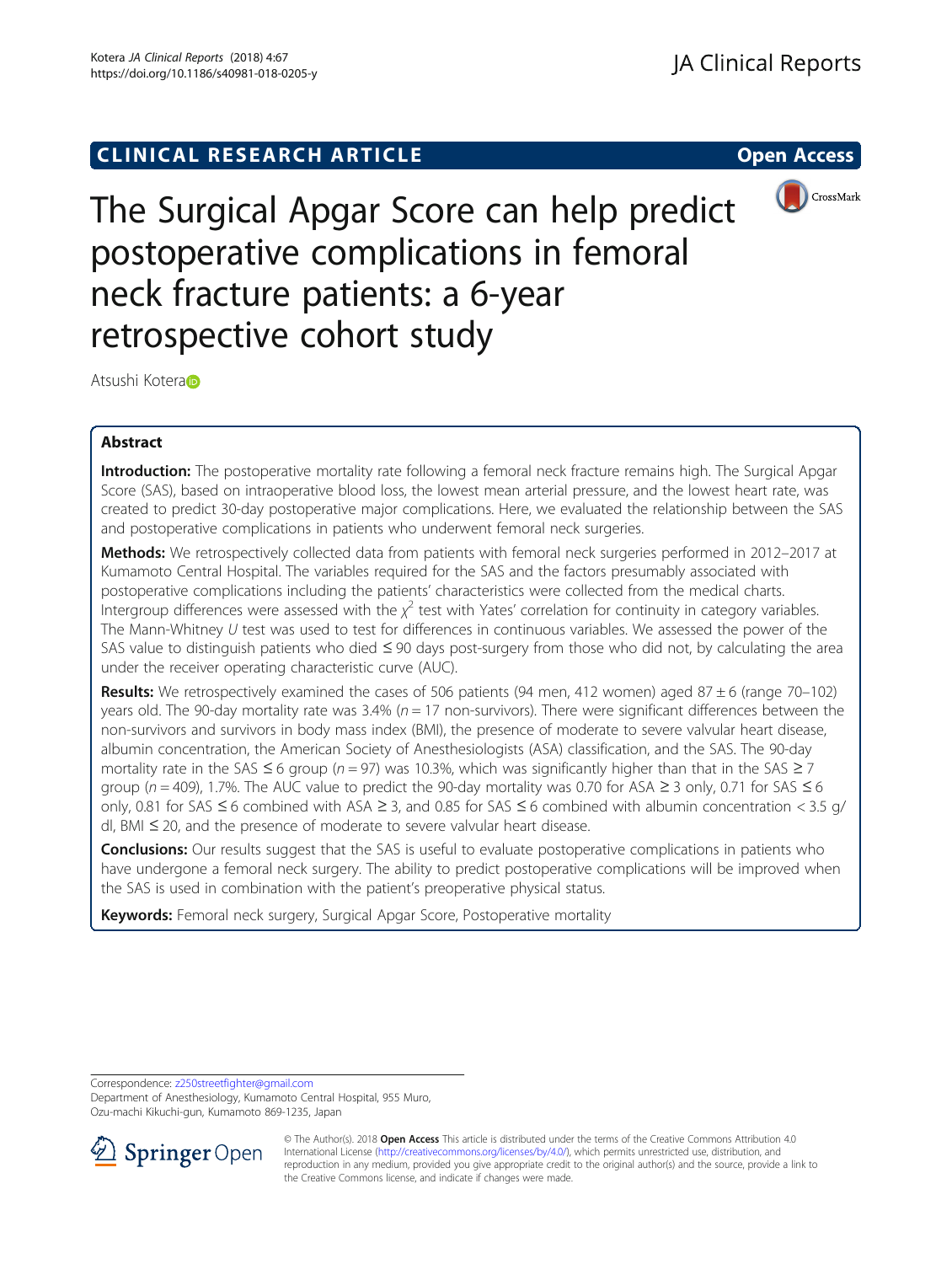CLINICAL RESEARCH ARTICLE

Open Access

# The Surgical Apgar Score can help predict postoperative complications in femoral neck fracture patients: a 6-year retrospective cohort study

Atsushi Kotera

## Abstract

**Introduction:** The postoperative mortality rate following a femoral neck fracture remains high. The Surgical Apgar Score (SAS), based on intraoperative blood loss, the lowest mean arterial pressure, and the lowest heart rate, was created to predict 30-day postoperative major complications. Here, we evaluated the relationship between the SAS and postoperative complications in patients who underwent femoral neck surgeries.

**Methods:** We retrospectively collected data from patients with femoral neck surgeries performed in 2012–2017 at Kumamoto Central Hospital. The variables required for the SAS and the factors presumably associated with postoperative complications including the patients' characteristics were collected from the medical charts. Intergroup differences were assessed with the $\chi^2$ test with Yates' correlation for continuity in category variables. The Mann-Whitney *U* test was used to test for differences in continuous variables. We assessed the power of the SAS value to distinguish patients who died ≤ 90 days post-surgery from those who did not, by calculating the area under the receiver operating characteristic curve (AUC).

**Results:** We retrospectively examined the cases of 506 patients (94 men, 412 women) aged 87 ± 6 (range 70–102) years old. The 90-day mortality rate was 3.4% (*n* = 17 non-survivors). There were significant differences between the non-survivors and survivors in body mass index (BMI), the presence of moderate to severe valvular heart disease, albumin concentration, the American Society of Anesthesiologists (ASA) classification, and the SAS. The 90-day mortality rate in the SAS ≤ 6 group (*n* = 97) was 10.3%, which was significantly higher than that in the SAS ≥ 7 group (*n* = 409), 1.7%. The AUC value to predict the 90-day mortality was 0.70 for ASA ≥ 3 only, 0.71 for SAS ≤ 6 only, 0.81 for SAS ≤ 6 combined with ASA ≥ 3, and 0.85 for SAS ≤ 6 combined with albumin concentration < 3.5 g/dl, BMI ≤ 20, and the presence of moderate to severe valvular heart disease.

**Conclusions:** Our results suggest that the SAS is useful to evaluate postoperative complications in patients who have undergone a femoral neck surgery. The ability to predict postoperative complications will be improved when the SAS is used in combination with the patient's preoperative physical status.

**Keywords:** Femoral neck surgery, Surgical Apgar Score, Postoperative mortality

Correspondence: z250streetfighter@gmail.com
Department of Anesthesiology, Kumamoto Central Hospital, 955 Muro, Ozu-machi Kikuchi-gun, Kumamoto 869-1235, Japan

© The Author(s). 2018 **Open Access** This article is distributed under the terms of the Creative Commons Attribution 4.0 International License (http://creativecommons.org/licenses/by/4.0/), which permits unrestricted use, distribution, and reproduction in any medium, provided you give appropriate credit to the original author(s) and the source, provide a link to the Creative Commons license, and indicate if changes were made.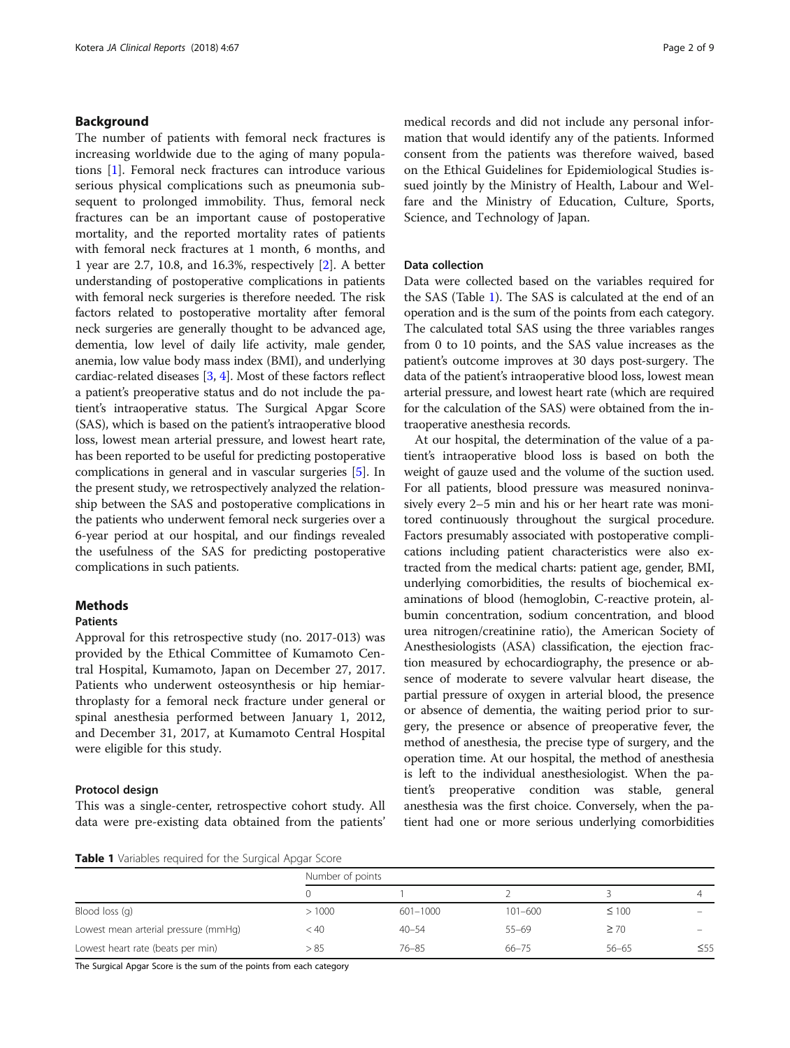## Background

The number of patients with femoral neck fractures is increasing worldwide due to the aging of many populations [1]. Femoral neck fractures can introduce various serious physical complications such as pneumonia subsequent to prolonged immobility. Thus, femoral neck fractures can be an important cause of postoperative mortality, and the reported mortality rates of patients with femoral neck fractures at 1 month, 6 months, and 1 year are 2.7, 10.8, and 16.3%, respectively [2]. A better understanding of postoperative complications in patients with femoral neck surgeries is therefore needed. The risk factors related to postoperative mortality after femoral neck surgeries are generally thought to be advanced age, dementia, low level of daily life activity, male gender, anemia, low value body mass index (BMI), and underlying cardiac-related diseases [3, 4]. Most of these factors reflect a patient's preoperative status and do not include the patient's intraoperative status. The Surgical Apgar Score (SAS), which is based on the patient's intraoperative blood loss, lowest mean arterial pressure, and lowest heart rate, has been reported to be useful for predicting postoperative complications in general and in vascular surgeries [5]. In the present study, we retrospectively analyzed the relationship between the SAS and postoperative complications in the patients who underwent femoral neck surgeries over a 6-year period at our hospital, and our findings revealed the usefulness of the SAS for predicting postoperative complications in such patients.

## Methods

### Patients

Approval for this retrospective study (no. 2017-013) was provided by the Ethical Committee of Kumamoto Central Hospital, Kumamoto, Japan on December 27, 2017. Patients who underwent osteosynthesis or hip hemiarthroplasty for a femoral neck fracture under general or spinal anesthesia performed between January 1, 2012, and December 31, 2017, at Kumamoto Central Hospital were eligible for this study.

### Protocol design

This was a single-center, retrospective cohort study. All data were pre-existing data obtained from the patients' medical records and did not include any personal information that would identify any of the patients. Informed consent from the patients was therefore waived, based on the Ethical Guidelines for Epidemiological Studies issued jointly by the Ministry of Health, Labour and Welfare and the Ministry of Education, Culture, Sports, Science, and Technology of Japan.

### Data collection

Data were collected based on the variables required for the SAS (Table 1). The SAS is calculated at the end of an operation and is the sum of the points from each category. The calculated total SAS using the three variables ranges from 0 to 10 points, and the SAS value increases as the patient's outcome improves at 30 days post-surgery. The data of the patient's intraoperative blood loss, lowest mean arterial pressure, and lowest heart rate (which are required for the calculation of the SAS) were obtained from the intraoperative anesthesia records.

At our hospital, the determination of the value of a patient's intraoperative blood loss is based on both the weight of gauze used and the volume of the suction used. For all patients, blood pressure was measured noninvasively every 2–5 min and his or her heart rate was monitored continuously throughout the surgical procedure. Factors presumably associated with postoperative complications including patient characteristics were also extracted from the medical charts: patient age, gender, BMI, underlying comorbidities, the results of biochemical examinations of blood (hemoglobin, C-reactive protein, albumin concentration, sodium concentration, and blood urea nitrogen/creatinine ratio), the American Society of Anesthesiologists (ASA) classification, the ejection fraction measured by echocardiography, the presence or absence of moderate to severe valvular heart disease, the partial pressure of oxygen in arterial blood, the presence or absence of dementia, the waiting period prior to surgery, the presence or absence of preoperative fever, the method of anesthesia, the precise type of surgery, and the operation time. At our hospital, the method of anesthesia is left to the individual anesthesiologist. When the patient's preoperative condition was stable, general anesthesia was the first choice. Conversely, when the patient had one or more serious underlying comorbidities

**Table 1** Variables required for the Surgical Apgar Score

| | Number of points | | | | |
|---|---|---|---|---|---|
| | 0 | 1 | 2 | 3 | 4 |
| Blood loss (g) | > 1000 | 601–1000 | 101–600 | ≤ 100 | – |
| Lowest mean arterial pressure (mmHg) | < 40 | 40–54 | 55–69 | ≥ 70 | – |
| Lowest heart rate (beats per min) | > 85 | 76–85 | 66–75 | 56–65 | ≤55 |

The Surgical Apgar Score is the sum of the points from each category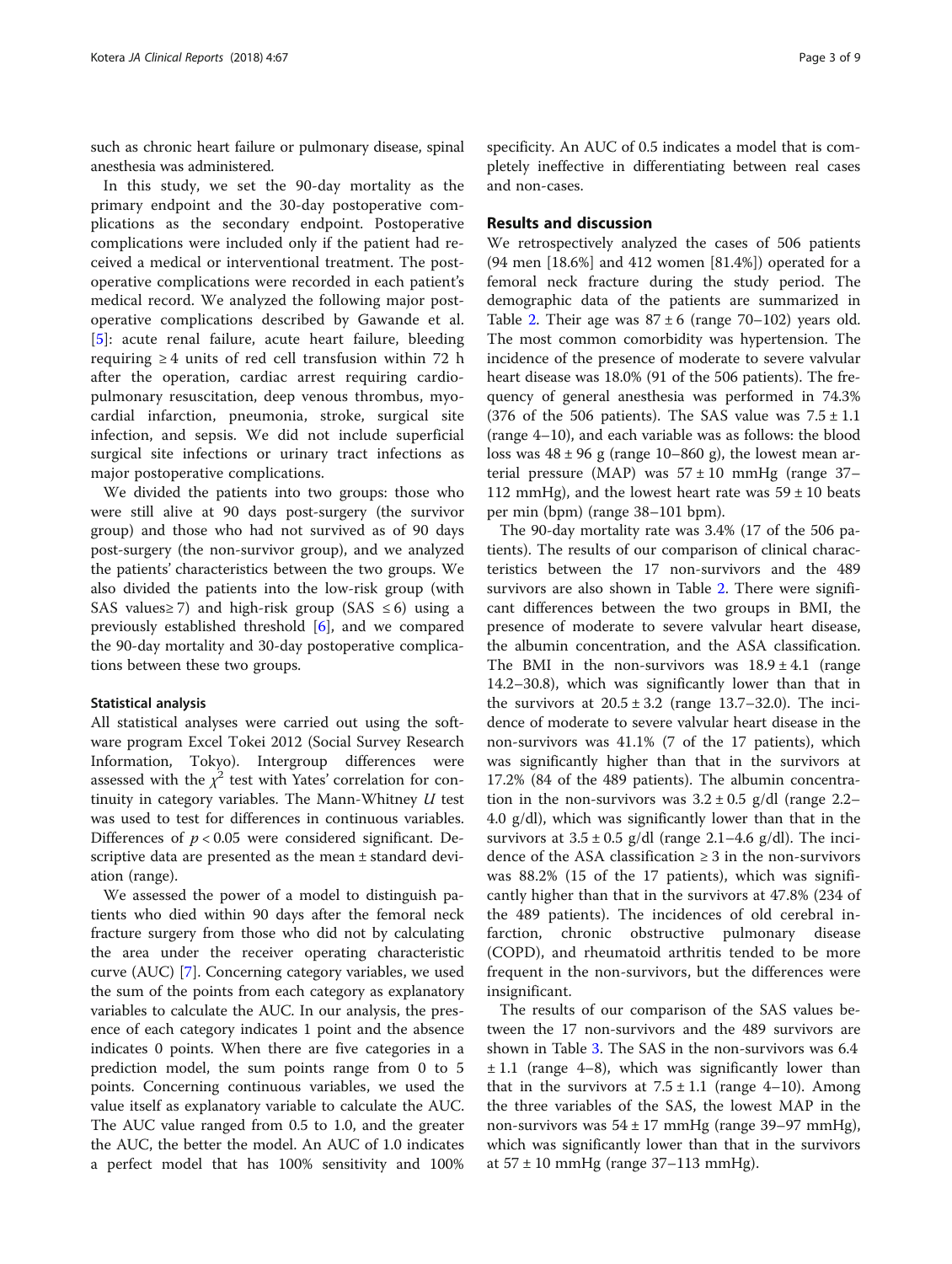such as chronic heart failure or pulmonary disease, spinal anesthesia was administered.

In this study, we set the 90-day mortality as the primary endpoint and the 30-day postoperative complications as the secondary endpoint. Postoperative complications were included only if the patient had received a medical or interventional treatment. The postoperative complications were recorded in each patient's medical record. We analyzed the following major postoperative complications described by Gawande et al. [5]: acute renal failure, acute heart failure, bleeding requiring ≥ 4 units of red cell transfusion within 72 h after the operation, cardiac arrest requiring cardiopulmonary resuscitation, deep venous thrombus, myocardial infarction, pneumonia, stroke, surgical site infection, and sepsis. We did not include superficial surgical site infections or urinary tract infections as major postoperative complications.

We divided the patients into two groups: those who were still alive at 90 days post-surgery (the survivor group) and those who had not survived as of 90 days post-surgery (the non-survivor group), and we analyzed the patients' characteristics between the two groups. We also divided the patients into the low-risk group (with SAS values≥ 7) and high-risk group (SAS ≤ 6) using a previously established threshold [6], and we compared the 90-day mortality and 30-day postoperative complications between these two groups.

### Statistical analysis

All statistical analyses were carried out using the software program Excel Tokei 2012 (Social Survey Research Information, Tokyo). Intergroup differences were assessed with the $\chi^2$ test with Yates' correlation for continuity in category variables. The Mann-Whitney $U$ test was used to test for differences in continuous variables. Differences of $p < 0.05$ were considered significant. Descriptive data are presented as the mean ± standard deviation (range).

We assessed the power of a model to distinguish patients who died within 90 days after the femoral neck fracture surgery from those who did not by calculating the area under the receiver operating characteristic curve (AUC) [7]. Concerning category variables, we used the sum of the points from each category as explanatory variables to calculate the AUC. In our analysis, the presence of each category indicates 1 point and the absence indicates 0 points. When there are five categories in a prediction model, the sum points range from 0 to 5 points. Concerning continuous variables, we used the value itself as explanatory variable to calculate the AUC. The AUC value ranged from 0.5 to 1.0, and the greater the AUC, the better the model. An AUC of 1.0 indicates a perfect model that has 100% sensitivity and 100% specificity. An AUC of 0.5 indicates a model that is completely ineffective in differentiating between real cases and non-cases.

## Results and discussion

We retrospectively analyzed the cases of 506 patients (94 men [18.6%] and 412 women [81.4%]) operated for a femoral neck fracture during the study period. The demographic data of the patients are summarized in Table 2. Their age was 87 ± 6 (range 70–102) years old. The most common comorbidity was hypertension. The incidence of the presence of moderate to severe valvular heart disease was 18.0% (91 of the 506 patients). The frequency of general anesthesia was performed in 74.3% (376 of the 506 patients). The SAS value was 7.5 ± 1.1 (range 4–10), and each variable was as follows: the blood loss was 48 ± 96 g (range 10–860 g), the lowest mean arterial pressure (MAP) was 57 ± 10 mmHg (range 37–112 mmHg), and the lowest heart rate was 59 ± 10 beats per min (bpm) (range 38–101 bpm).

The 90-day mortality rate was 3.4% (17 of the 506 patients). The results of our comparison of clinical characteristics between the 17 non-survivors and the 489 survivors are also shown in Table 2. There were significant differences between the two groups in BMI, the presence of moderate to severe valvular heart disease, the albumin concentration, and the ASA classification. The BMI in the non-survivors was 18.9 ± 4.1 (range 14.2–30.8), which was significantly lower than that in the survivors at 20.5 ± 3.2 (range 13.7–32.0). The incidence of moderate to severe valvular heart disease in the non-survivors was 41.1% (7 of the 17 patients), which was significantly higher than that in the survivors at 17.2% (84 of the 489 patients). The albumin concentration in the non-survivors was 3.2 ± 0.5 g/dl (range 2.2–4.0 g/dl), which was significantly lower than that in the survivors at 3.5 ± 0.5 g/dl (range 2.1–4.6 g/dl). The incidence of the ASA classification ≥ 3 in the non-survivors was 88.2% (15 of the 17 patients), which was significantly higher than that in the survivors at 47.8% (234 of the 489 patients). The incidences of old cerebral infarction, chronic obstructive pulmonary disease (COPD), and rheumatoid arthritis tended to be more frequent in the non-survivors, but the differences were insignificant.

The results of our comparison of the SAS values between the 17 non-survivors and the 489 survivors are shown in Table 3. The SAS in the non-survivors was 6.4 ± 1.1 (range 4–8), which was significantly lower than that in the survivors at 7.5 ± 1.1 (range 4–10). Among the three variables of the SAS, the lowest MAP in the non-survivors was 54 ± 17 mmHg (range 39–97 mmHg), which was significantly lower than that in the survivors at 57 ± 10 mmHg (range 37–113 mmHg).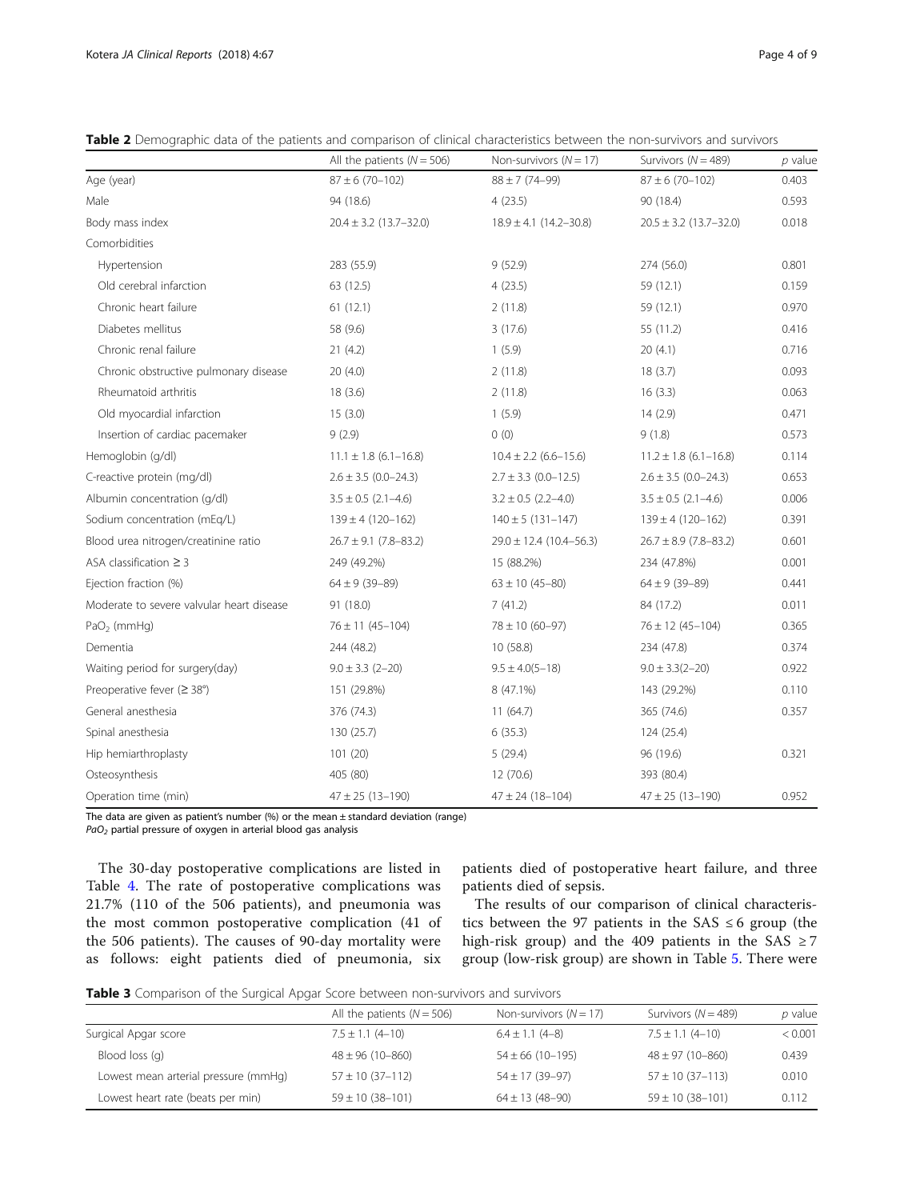**Table 2** Demographic data of the patients and comparison of clinical characteristics between the non-survivors and survivors

| | All the patients ($N = 506$) | Non-survivors ($N = 17$) | Survivors ($N = 489$) | $p$ value |
|---|---|---|---|---|
| Age (year) | 87 ± 6 (70–102) | 88 ± 7 (74–99) | 87 ± 6 (70–102) | 0.403 |
| Male | 94 (18.6) | 4 (23.5) | 90 (18.4) | 0.593 |
| Body mass index | 20.4 ± 3.2 (13.7–32.0) | 18.9 ± 4.1 (14.2–30.8) | 20.5 ± 3.2 (13.7–32.0) | 0.018 |
| Comorbidities | | | | |
| Hypertension | 283 (55.9) | 9 (52.9) | 274 (56.0) | 0.801 |
| Old cerebral infarction | 63 (12.5) | 4 (23.5) | 59 (12.1) | 0.159 |
| Chronic heart failure | 61 (12.1) | 2 (11.8) | 59 (12.1) | 0.970 |
| Diabetes mellitus | 58 (9.6) | 3 (17.6) | 55 (11.2) | 0.416 |
| Chronic renal failure | 21 (4.2) | 1 (5.9) | 20 (4.1) | 0.716 |
| Chronic obstructive pulmonary disease | 20 (4.0) | 2 (11.8) | 18 (3.7) | 0.093 |
| Rheumatoid arthritis | 18 (3.6) | 2 (11.8) | 16 (3.3) | 0.063 |
| Old myocardial infarction | 15 (3.0) | 1 (5.9) | 14 (2.9) | 0.471 |
| Insertion of cardiac pacemaker | 9 (2.9) | 0 (0) | 9 (1.8) | 0.573 |
| Hemoglobin (g/dl) | 11.1 ± 1.8 (6.1–16.8) | 10.4 ± 2.2 (6.6–15.6) | 11.2 ± 1.8 (6.1–16.8) | 0.114 |
| C-reactive protein (mg/dl) | 2.6 ± 3.5 (0.0–24.3) | 2.7 ± 3.3 (0.0–12.5) | 2.6 ± 3.5 (0.0–24.3) | 0.653 |
| Albumin concentration (g/dl) | 3.5 ± 0.5 (2.1–4.6) | 3.2 ± 0.5 (2.2–4.0) | 3.5 ± 0.5 (2.1–4.6) | 0.006 |
| Sodium concentration (mEq/L) | 139 ± 4 (120–162) | 140 ± 5 (131–147) | 139 ± 4 (120–162) | 0.391 |
| Blood urea nitrogen/creatinine ratio | 26.7 ± 9.1 (7.8–83.2) | 29.0 ± 12.4 (10.4–56.3) | 26.7 ± 8.9 (7.8–83.2) | 0.601 |
| ASA classification ≥ 3 | 249 (49.2%) | 15 (88.2%) | 234 (47.8%) | 0.001 |
| Ejection fraction (%) | 64 ± 9 (39–89) | 63 ± 10 (45–80) | 64 ± 9 (39–89) | 0.441 |
| Moderate to severe valvular heart disease | 91 (18.0) | 7 (41.2) | 84 (17.2) | 0.011 |
| $PaO_2$ (mmHg) | 76 ± 11 (45–104) | 78 ± 10 (60–97) | 76 ± 12 (45–104) | 0.365 |
| Dementia | 244 (48.2) | 10 (58.8) | 234 (47.8) | 0.374 |
| Waiting period for surgery(day) | 9.0 ± 3.3 (2–20) | 9.5 ± 4.0(5–18) | 9.0 ± 3.3(2–20) | 0.922 |
| Preoperative fever (≥ 38°) | 151 (29.8%) | 8 (47.1%) | 143 (29.2%) | 0.110 |
| General anesthesia | 376 (74.3) | 11 (64.7) | 365 (74.6) | 0.357 |
| Spinal anesthesia | 130 (25.7) | 6 (35.3) | 124 (25.4) | |
| Hip hemiarthroplasty | 101 (20) | 5 (29.4) | 96 (19.6) | 0.321 |
| Osteosynthesis | 405 (80) | 12 (70.6) | 393 (80.4) | |
| Operation time (min) | 47 ± 25 (13–190) | 47 ± 24 (18–104) | 47 ± 25 (13–190) | 0.952 |

The data are given as patient's number (%) or the mean ± standard deviation (range)
*$PaO_2$ partial pressure of oxygen in arterial blood gas analysis*

The 30-day postoperative complications are listed in Table 4. The rate of postoperative complications was 21.7% (110 of the 506 patients), and pneumonia was the most common postoperative complication (41 of the 506 patients). The causes of 90-day mortality were as follows: eight patients died of pneumonia, six patients died of postoperative heart failure, and three patients died of sepsis.

The results of our comparison of clinical characteristics between the 97 patients in the SAS ≤ 6 group (the high-risk group) and the 409 patients in the SAS ≥ 7 group (low-risk group) are shown in Table 5. There were

**Table 3** Comparison of the Surgical Apgar Score between non-survivors and survivors

| | All the patients ($N = 506$) | Non-survivors ($N = 17$) | Survivors ($N = 489$) | $p$ value |
|---|---|---|---|---|
| Surgical Apgar score | 7.5 ± 1.1 (4–10) | 6.4 ± 1.1 (4–8) | 7.5 ± 1.1 (4–10) | < 0.001 |
| Blood loss (g) | 48 ± 96 (10–860) | 54 ± 66 (10–195) | 48 ± 97 (10–860) | 0.439 |
| Lowest mean arterial pressure (mmHg) | 57 ± 10 (37–112) | 54 ± 17 (39–97) | 57 ± 10 (37–113) | 0.010 |
| Lowest heart rate (beats per min) | 59 ± 10 (38–101) | 64 ± 13 (48–90) | 59 ± 10 (38–101) | 0.112 |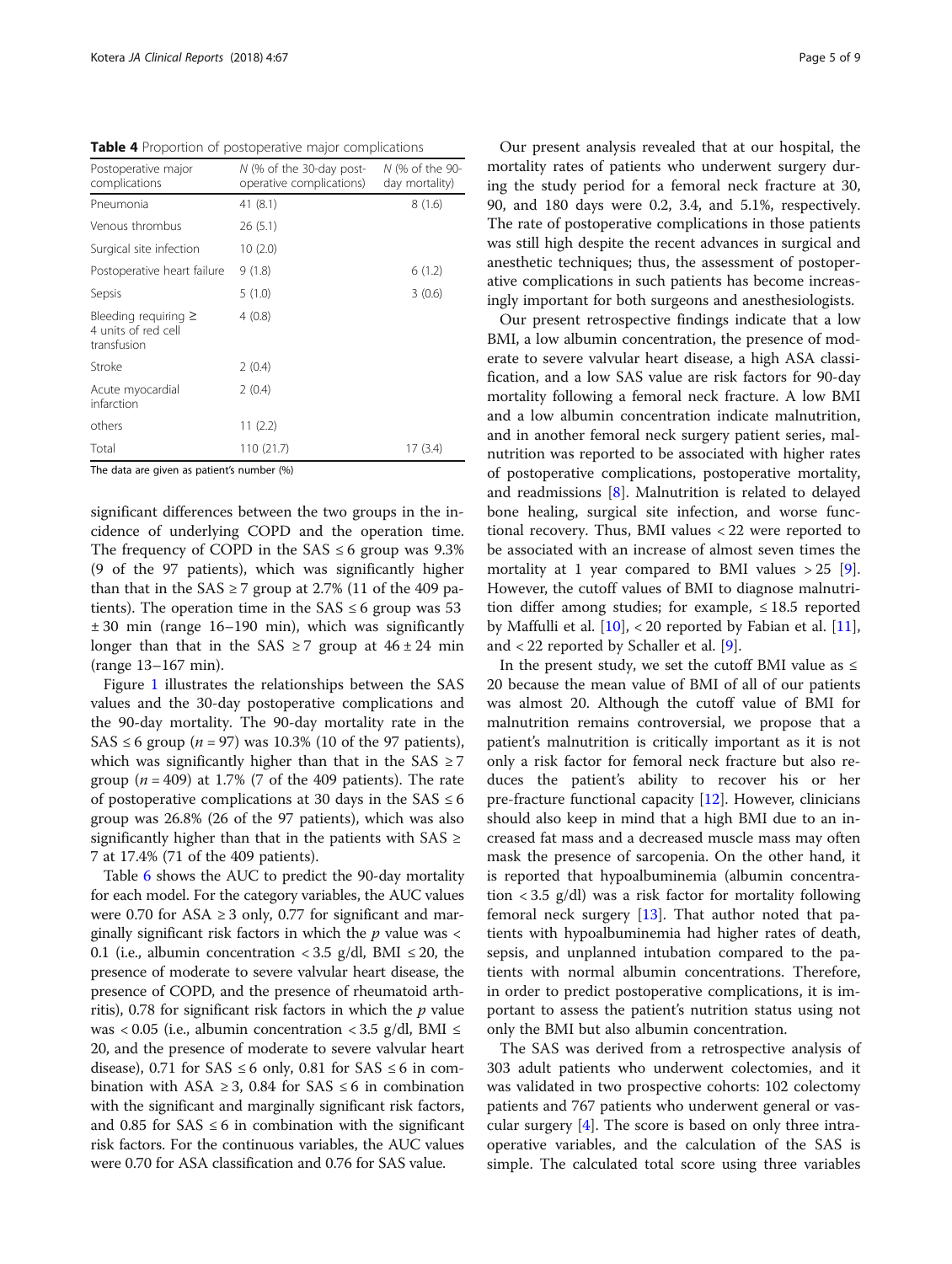**Table 4** Proportion of postoperative major complications

| Postoperative major complications | N (% of the 30-day postoperative complications) | N (% of the 90-day mortality) |
|---|---|---|
| Pneumonia | 41 (8.1) | 8 (1.6) |
| Venous thrombus | 26 (5.1) | |
| Surgical site infection | 10 (2.0) | |
| Postoperative heart failure | 9 (1.8) | 6 (1.2) |
| Sepsis | 5 (1.0) | 3 (0.6) |
| Bleeding requiring ≥ 4 units of red cell transfusion | 4 (0.8) | |
| Stroke | 2 (0.4) | |
| Acute myocardial infarction | 2 (0.4) | |
| others | 11 (2.2) | |
| Total | 110 (21.7) | 17 (3.4) |

The data are given as patient's number (%)

significant differences between the two groups in the incidence of underlying COPD and the operation time. The frequency of COPD in the SAS ≤ 6 group was 9.3% (9 of the 97 patients), which was significantly higher than that in the SAS ≥ 7 group at 2.7% (11 of the 409 patients). The operation time in the SAS ≤ 6 group was 53 ± 30 min (range 16–190 min), which was significantly longer than that in the SAS ≥ 7 group at 46 ± 24 min (range 13–167 min).

Figure 1 illustrates the relationships between the SAS values and the 30-day postoperative complications and the 90-day mortality. The 90-day mortality rate in the SAS ≤ 6 group ($n = 97$) was 10.3% (10 of the 97 patients), which was significantly higher than that in the SAS ≥ 7 group ($n = 409$) at 1.7% (7 of the 409 patients). The rate of postoperative complications at 30 days in the SAS ≤ 6 group was 26.8% (26 of the 97 patients), which was also significantly higher than that in the patients with SAS ≥ 7 at 17.4% (71 of the 409 patients).

Table 6 shows the AUC to predict the 90-day mortality for each model. For the category variables, the AUC values were 0.70 for ASA ≥ 3 only, 0.77 for significant and marginally significant risk factors in which the $p$ value was < 0.1 (i.e., albumin concentration < 3.5 g/dl, BMI ≤ 20, the presence of moderate to severe valvular heart disease, the presence of COPD, and the presence of rheumatoid arthritis), 0.78 for significant risk factors in which the $p$ value was < 0.05 (i.e., albumin concentration < 3.5 g/dl, BMI ≤ 20, and the presence of moderate to severe valvular heart disease), 0.71 for SAS ≤ 6 only, 0.81 for SAS ≤ 6 in combination with ASA ≥ 3, 0.84 for SAS ≤ 6 in combination with the significant and marginally significant risk factors, and 0.85 for SAS ≤ 6 in combination with the significant risk factors. For the continuous variables, the AUC values were 0.70 for ASA classification and 0.76 for SAS value.

Our present analysis revealed that at our hospital, the mortality rates of patients who underwent surgery during the study period for a femoral neck fracture at 30, 90, and 180 days were 0.2, 3.4, and 5.1%, respectively. The rate of postoperative complications in those patients was still high despite the recent advances in surgical and anesthetic techniques; thus, the assessment of postoperative complications in such patients has become increasingly important for both surgeons and anesthesiologists.

Our present retrospective findings indicate that a low BMI, a low albumin concentration, the presence of moderate to severe valvular heart disease, a high ASA classification, and a low SAS value are risk factors for 90-day mortality following a femoral neck fracture. A low BMI and a low albumin concentration indicate malnutrition, and in another femoral neck surgery patient series, malnutrition was reported to be associated with higher rates of postoperative complications, postoperative mortality, and readmissions [8]. Malnutrition is related to delayed bone healing, surgical site infection, and worse functional recovery. Thus, BMI values < 22 were reported to be associated with an increase of almost seven times the mortality at 1 year compared to BMI values > 25 [9]. However, the cutoff values of BMI to diagnose malnutrition differ among studies; for example, ≤ 18.5 reported by Maffulli et al. [10], < 20 reported by Fabian et al. [11], and < 22 reported by Schaller et al. [9].

In the present study, we set the cutoff BMI value as ≤ 20 because the mean value of BMI of all of our patients was almost 20. Although the cutoff value of BMI for malnutrition remains controversial, we propose that a patient's malnutrition is critically important as it is not only a risk factor for femoral neck fracture but also reduces the patient's ability to recover his or her pre-fracture functional capacity [12]. However, clinicians should also keep in mind that a high BMI due to an increased fat mass and a decreased muscle mass may often mask the presence of sarcopenia. On the other hand, it is reported that hypoalbuminemia (albumin concentration < 3.5 g/dl) was a risk factor for mortality following femoral neck surgery [13]. That author noted that patients with hypoalbuminemia had higher rates of death, sepsis, and unplanned intubation compared to the patients with normal albumin concentrations. Therefore, in order to predict postoperative complications, it is important to assess the patient's nutrition status using not only the BMI but also albumin concentration.

The SAS was derived from a retrospective analysis of 303 adult patients who underwent colectomies, and it was validated in two prospective cohorts: 102 colectomy patients and 767 patients who underwent general or vascular surgery [4]. The score is based on only three intraoperative variables, and the calculation of the SAS is simple. The calculated total score using three variables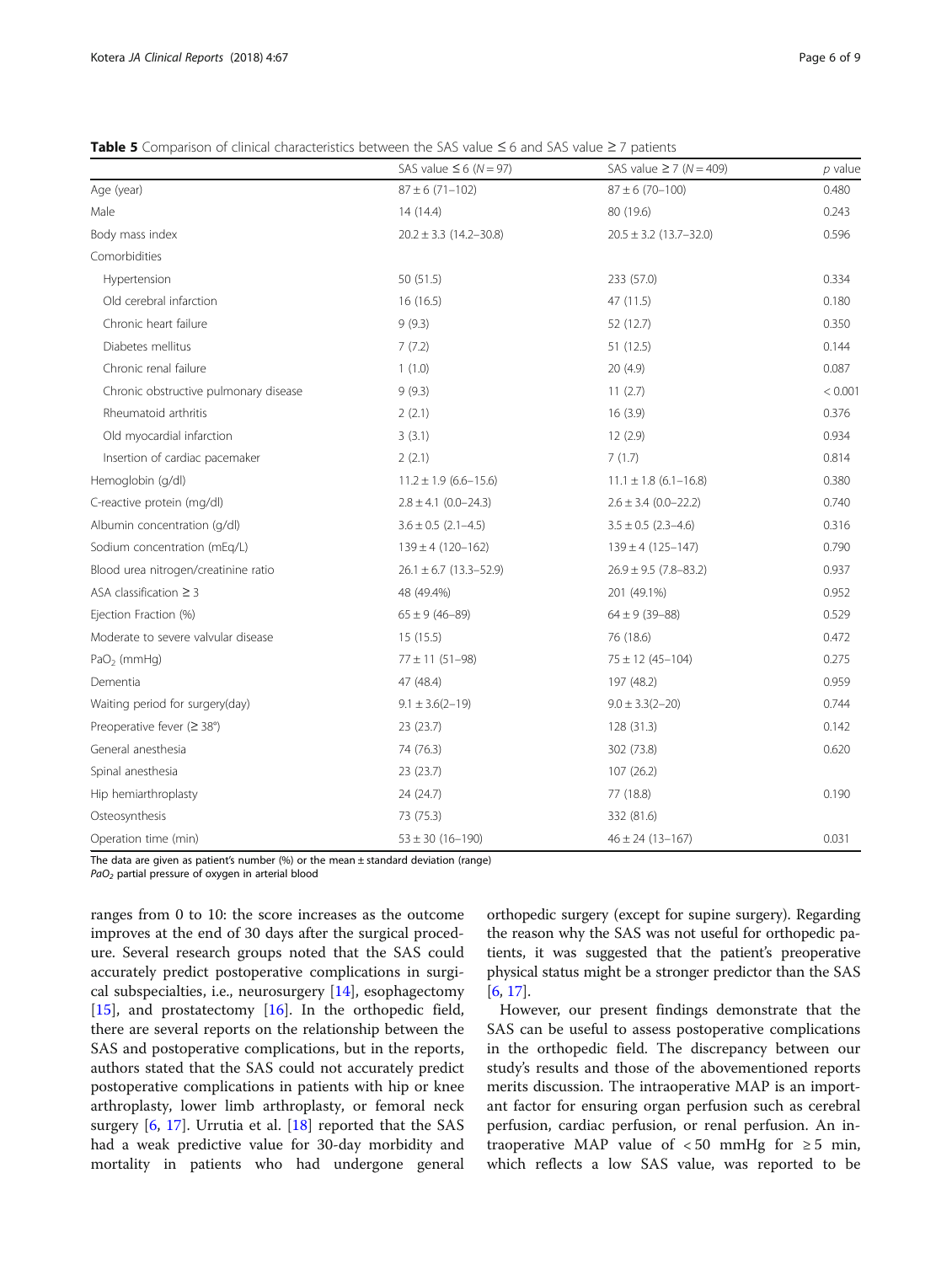**Table 5** Comparison of clinical characteristics between the SAS value ≤ 6 and SAS value ≥ 7 patients

| | SAS value ≤ 6 (*N* = 97) | SAS value ≥ 7 (*N* = 409) | *p* value |
|---|---|---|---|
| Age (year) | 87 ± 6 (71–102) | 87 ± 6 (70–100) | 0.480 |
| Male | 14 (14.4) | 80 (19.6) | 0.243 |
| Body mass index | 20.2 ± 3.3 (14.2–30.8) | 20.5 ± 3.2 (13.7–32.0) | 0.596 |
| Comorbidities | | | |
| Hypertension | 50 (51.5) | 233 (57.0) | 0.334 |
| Old cerebral infarction | 16 (16.5) | 47 (11.5) | 0.180 |
| Chronic heart failure | 9 (9.3) | 52 (12.7) | 0.350 |
| Diabetes mellitus | 7 (7.2) | 51 (12.5) | 0.144 |
| Chronic renal failure | 1 (1.0) | 20 (4.9) | 0.087 |
| Chronic obstructive pulmonary disease | 9 (9.3) | 11 (2.7) | < 0.001 |
| Rheumatoid arthritis | 2 (2.1) | 16 (3.9) | 0.376 |
| Old myocardial infarction | 3 (3.1) | 12 (2.9) | 0.934 |
| Insertion of cardiac pacemaker | 2 (2.1) | 7 (1.7) | 0.814 |
| Hemoglobin (g/dl) | 11.2 ± 1.9 (6.6–15.6) | 11.1 ± 1.8 (6.1–16.8) | 0.380 |
| C-reactive protein (mg/dl) | 2.8 ± 4.1 (0.0–24.3) | 2.6 ± 3.4 (0.0–22.2) | 0.740 |
| Albumin concentration (g/dl) | 3.6 ± 0.5 (2.1–4.5) | 3.5 ± 0.5 (2.3–4.6) | 0.316 |
| Sodium concentration (mEq/L) | 139 ± 4 (120–162) | 139 ± 4 (125–147) | 0.790 |
| Blood urea nitrogen/creatinine ratio | 26.1 ± 6.7 (13.3–52.9) | 26.9 ± 9.5 (7.8–83.2) | 0.937 |
| ASA classification ≥ 3 | 48 (49.4%) | 201 (49.1%) | 0.952 |
| Ejection Fraction (%) | 65 ± 9 (46–89) | 64 ± 9 (39–88) | 0.529 |
| Moderate to severe valvular disease | 15 (15.5) | 76 (18.6) | 0.472 |
| $PaO_2$ (mmHg) | 77 ± 11 (51–98) | 75 ± 12 (45–104) | 0.275 |
| Dementia | 47 (48.4) | 197 (48.2) | 0.959 |
| Waiting period for surgery(day) | 9.1 ± 3.6(2–19) | 9.0 ± 3.3(2–20) | 0.744 |
| Preoperative fever (≥ 38°) | 23 (23.7) | 128 (31.3) | 0.142 |
| General anesthesia | 74 (76.3) | 302 (73.8) | 0.620 |
| Spinal anesthesia | 23 (23.7) | 107 (26.2) | |
| Hip hemiarthroplasty | 24 (24.7) | 77 (18.8) | 0.190 |
| Osteosynthesis | 73 (75.3) | 332 (81.6) | |
| Operation time (min) | 53 ± 30 (16–190) | 46 ± 24 (13–167) | 0.031 |

The data are given as patient's number (%) or the mean ± standard deviation (range)
*$PaO_2$* partial pressure of oxygen in arterial blood

ranges from 0 to 10: the score increases as the outcome improves at the end of 30 days after the surgical procedure. Several research groups noted that the SAS could accurately predict postoperative complications in surgical subspecialties, i.e., neurosurgery [14], esophagectomy [15], and prostatectomy [16]. In the orthopedic field, there are several reports on the relationship between the SAS and postoperative complications, but in the reports, authors stated that the SAS could not accurately predict postoperative complications in patients with hip or knee arthroplasty, lower limb arthroplasty, or femoral neck surgery [6, 17]. Urrutia et al. [18] reported that the SAS had a weak predictive value for 30-day morbidity and mortality in patients who had undergone general orthopedic surgery (except for supine surgery). Regarding the reason why the SAS was not useful for orthopedic patients, it was suggested that the patient's preoperative physical status might be a stronger predictor than the SAS [6, 17].

However, our present findings demonstrate that the SAS can be useful to assess postoperative complications in the orthopedic field. The discrepancy between our study's results and those of the abovementioned reports merits discussion. The intraoperative MAP is an important factor for ensuring organ perfusion such as cerebral perfusion, cardiac perfusion, or renal perfusion. An intraoperative MAP value of < 50 mmHg for ≥ 5 min, which reflects a low SAS value, was reported to be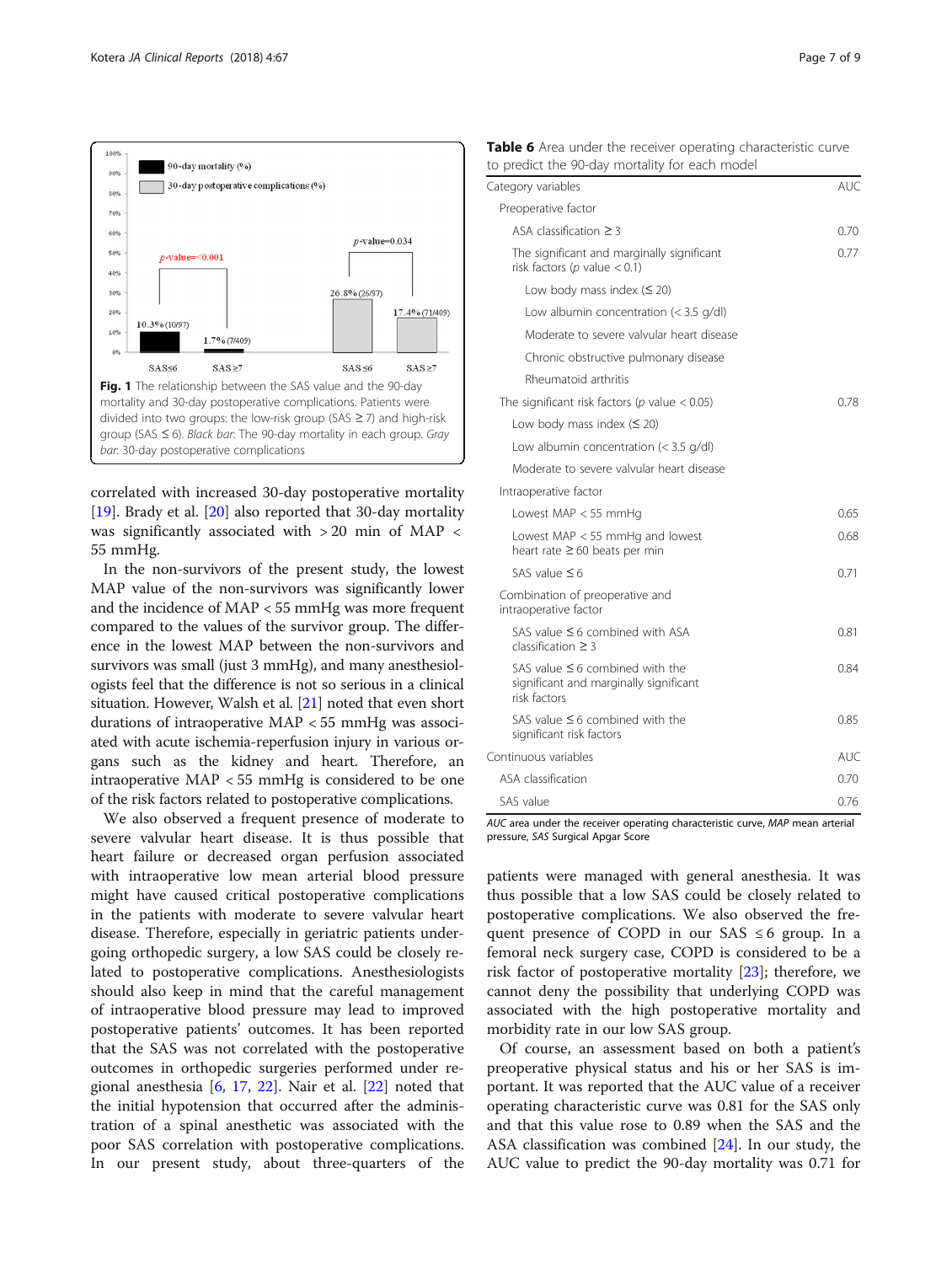Fig. 1 The relationship between the SAS value and the 90-day mortality and 30-day postoperative complications. Patients were divided into two groups: the low-risk group (SAS ≥ 7) and high-risk group (SAS ≤ 6). *Black bar*: The 90-day mortality in each group. *Gray bar*: 30-day postoperative complications

correlated with increased 30-day postoperative mortality [19]. Brady et al. [20] also reported that 30-day mortality was significantly associated with > 20 min of MAP < 55 mmHg.

In the non-survivors of the present study, the lowest MAP value of the non-survivors was significantly lower and the incidence of MAP < 55 mmHg was more frequent compared to the values of the survivor group. The difference in the lowest MAP between the non-survivors and survivors was small (just 3 mmHg), and many anesthesiologists feel that the difference is not so serious in a clinical situation. However, Walsh et al. [21] noted that even short durations of intraoperative MAP < 55 mmHg was associated with acute ischemia-reperfusion injury in various organs such as the kidney and heart. Therefore, an intraoperative MAP < 55 mmHg is considered to be one of the risk factors related to postoperative complications.

We also observed a frequent presence of moderate to severe valvular heart disease. It is thus possible that heart failure or decreased organ perfusion associated with intraoperative low mean arterial blood pressure might have caused critical postoperative complications in the patients with moderate to severe valvular heart disease. Therefore, especially in geriatric patients undergoing orthopedic surgery, a low SAS could be closely related to postoperative complications. Anesthesiologists should also keep in mind that the careful management of intraoperative blood pressure may lead to improved postoperative patients' outcomes. It has been reported that the SAS was not correlated with the postoperative outcomes in orthopedic surgeries performed under regional anesthesia [6, 17, 22]. Nair et al. [22] noted that the initial hypotension that occurred after the administration of a spinal anesthetic was associated with the poor SAS correlation with postoperative complications. In our present study, about three-quarters of the

**Table 6** Area under the receiver operating characteristic curve to predict the 90-day mortality for each model

| Category variables | AUC |
|---|---|
| Preoperative factor | |
| ASA classification ≥ 3 | 0.70 |
| The significant and marginally significant risk factors ($p$ value < 0.1) | 0.77 |
| Low body mass index (≤ 20) | |
| Low albumin concentration (< 3.5 g/dl) | |
| Moderate to severe valvular heart disease | |
| Chronic obstructive pulmonary disease | |
| Rheumatoid arthritis | |
| The significant risk factors ($p$ value < 0.05) | 0.78 |
| Low body mass index (≤ 20) | |
| Low albumin concentration (< 3.5 g/dl) | |
| Moderate to severe valvular heart disease | |
| Intraoperative factor | |
| Lowest MAP < 55 mmHg | 0.65 |
| Lowest MAP < 55 mmHg and lowest heart rate ≥ 60 beats per min | 0.68 |
| SAS value ≤ 6 | 0.71 |
| Combination of preoperative and intraoperative factor | |
| SAS value ≤ 6 combined with ASA classification ≥ 3 | 0.81 |
| SAS value ≤ 6 combined with the significant and marginally significant risk factors | 0.84 |
| SAS value ≤ 6 combined with the significant risk factors | 0.85 |
| Continuous variables | AUC |
| ASA classification | 0.70 |
| SAS value | 0.76 |

*AUC* area under the receiver operating characteristic curve, *MAP* mean arterial pressure, *SAS* Surgical Apgar Score

patients were managed with general anesthesia. It was thus possible that a low SAS could be closely related to postoperative complications. We also observed the frequent presence of COPD in our SAS ≤ 6 group. In a femoral neck surgery case, COPD is considered to be a risk factor of postoperative mortality [23]; therefore, we cannot deny the possibility that underlying COPD was associated with the high postoperative mortality and morbidity rate in our low SAS group.

Of course, an assessment based on both a patient's preoperative physical status and his or her SAS is important. It was reported that the AUC value of a receiver operating characteristic curve was 0.81 for the SAS only and that this value rose to 0.89 when the SAS and the ASA classification was combined [24]. In our study, the AUC value to predict the 90-day mortality was 0.71 for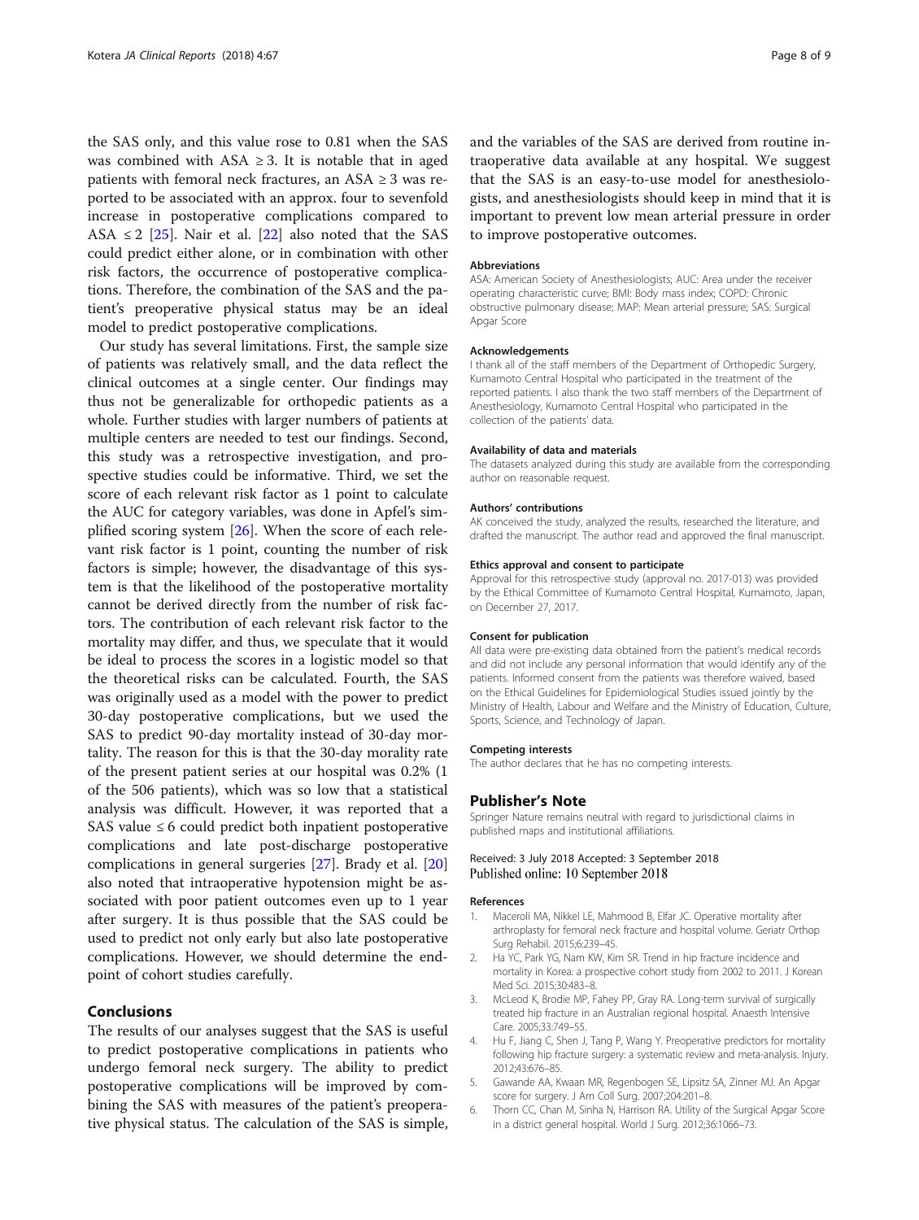the SAS only, and this value rose to 0.81 when the SAS was combined with ASA ≥ 3. It is notable that in aged patients with femoral neck fractures, an ASA ≥ 3 was reported to be associated with an approx. four to sevenfold increase in postoperative complications compared to ASA ≤ 2 [25]. Nair et al. [22] also noted that the SAS could predict either alone, or in combination with other risk factors, the occurrence of postoperative complications. Therefore, the combination of the SAS and the patient's preoperative physical status may be an ideal model to predict postoperative complications.

Our study has several limitations. First, the sample size of patients was relatively small, and the data reflect the clinical outcomes at a single center. Our findings may thus not be generalizable for orthopedic patients as a whole. Further studies with larger numbers of patients at multiple centers are needed to test our findings. Second, this study was a retrospective investigation, and prospective studies could be informative. Third, we set the score of each relevant risk factor as 1 point to calculate the AUC for category variables, was done in Apfel's simplified scoring system [26]. When the score of each relevant risk factor is 1 point, counting the number of risk factors is simple; however, the disadvantage of this system is that the likelihood of the postoperative mortality cannot be derived directly from the number of risk factors. The contribution of each relevant risk factor to the mortality may differ, and thus, we speculate that it would be ideal to process the scores in a logistic model so that the theoretical risks can be calculated. Fourth, the SAS was originally used as a model with the power to predict 30-day postoperative complications, but we used the SAS to predict 90-day mortality instead of 30-day mortality. The reason for this is that the 30-day morality rate of the present patient series at our hospital was 0.2% (1 of the 506 patients), which was so low that a statistical analysis was difficult. However, it was reported that a SAS value ≤ 6 could predict both inpatient postoperative complications and late post-discharge postoperative complications in general surgeries [27]. Brady et al. [20] also noted that intraoperative hypotension might be associated with poor patient outcomes even up to 1 year after surgery. It is thus possible that the SAS could be used to predict not only early but also late postoperative complications. However, we should determine the endpoint of cohort studies carefully.

## Conclusions

The results of our analyses suggest that the SAS is useful to predict postoperative complications in patients who undergo femoral neck surgery. The ability to predict postoperative complications will be improved by combining the SAS with measures of the patient's preoperative physical status. The calculation of the SAS is simple, and the variables of the SAS are derived from routine intraoperative data available at any hospital. We suggest that the SAS is an easy-to-use model for anesthesiologists, and anesthesiologists should keep in mind that it is important to prevent low mean arterial pressure in order to improve postoperative outcomes.

#### Abbreviations

ASA: American Society of Anesthesiologists; AUC: Area under the receiver operating characteristic curve; BMI: Body mass index; COPD: Chronic obstructive pulmonary disease; MAP: Mean arterial pressure; SAS: Surgical Apgar Score

#### Acknowledgements

I thank all of the staff members of the Department of Orthopedic Surgery, Kumamoto Central Hospital who participated in the treatment of the reported patients. I also thank the two staff members of the Department of Anesthesiology, Kumamoto Central Hospital who participated in the collection of the patients' data.

#### Availability of data and materials

The datasets analyzed during this study are available from the corresponding author on reasonable request.

#### Authors' contributions

AK conceived the study, analyzed the results, researched the literature, and drafted the manuscript. The author read and approved the final manuscript.

#### Ethics approval and consent to participate

Approval for this retrospective study (approval no. 2017-013) was provided by the Ethical Committee of Kumamoto Central Hospital, Kumamoto, Japan, on December 27, 2017.

#### Consent for publication

All data were pre-existing data obtained from the patient's medical records and did not include any personal information that would identify any of the patients. Informed consent from the patients was therefore waived, based on the Ethical Guidelines for Epidemiological Studies issued jointly by the Ministry of Health, Labour and Welfare and the Ministry of Education, Culture, Sports, Science, and Technology of Japan.

#### Competing interests

The author declares that he has no competing interests.

## Publisher's Note

Springer Nature remains neutral with regard to jurisdictional claims in published maps and institutional affiliations.

Received: 3 July 2018 Accepted: 3 September 2018
Published online: 10 September 2018

#### References

1. Maceroli MA, Nikkel LE, Mahmood B, Elfar JC. Operative mortality after arthroplasty for femoral neck fracture and hospital volume. Geriatr Orthop Surg Rehabil. 2015;6:239–45.
2. Ha YC, Park YG, Nam KW, Kim SR. Trend in hip fracture incidence and mortality in Korea: a prospective cohort study from 2002 to 2011. J Korean Med Sci. 2015;30:483–8.
3. McLeod K, Brodie MP, Fahey PP, Gray RA. Long-term survival of surgically treated hip fracture in an Australian regional hospital. Anaesth Intensive Care. 2005;33:749–55.
4. Hu F, Jiang C, Shen J, Tang P, Wang Y. Preoperative predictors for mortality following hip fracture surgery: a systematic review and meta-analysis. Injury. 2012;43:676–85.
5. Gawande AA, Kwaan MR, Regenbogen SE, Lipsitz SA, Zinner MJ. An Apgar score for surgery. J Am Coll Surg. 2007;204:201–8.
6. Thorn CC, Chan M, Sinha N, Harrison RA. Utility of the Surgical Apgar Score in a district general hospital. World J Surg. 2012;36:1066–73.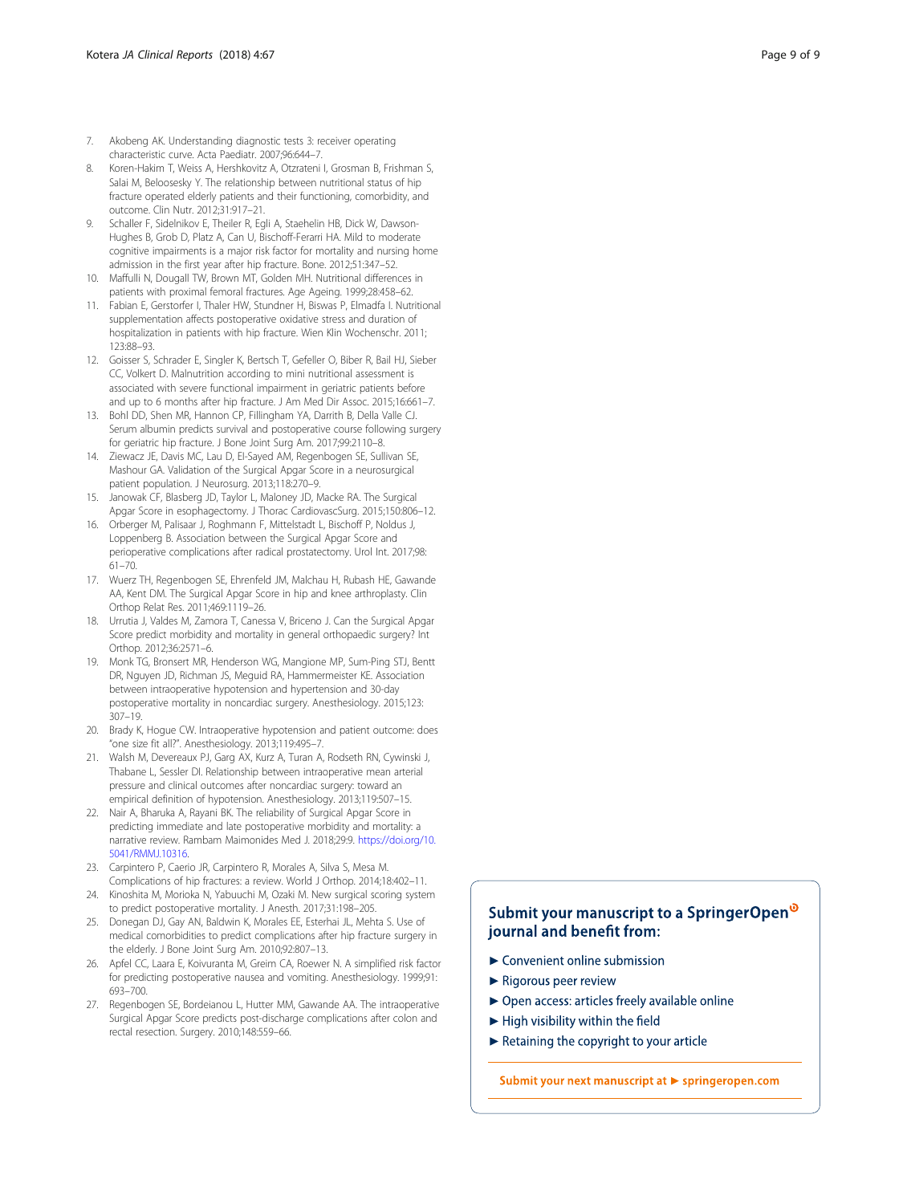7. Akobeng AK. Understanding diagnostic tests 3: receiver operating characteristic curve. Acta Paediatr. 2007;96:644–7.
8. Koren-Hakim T, Weiss A, Hershkovitz A, Otzrateni I, Grosman B, Frishman S, Salai M, Beloosesky Y. The relationship between nutritional status of hip fracture operated elderly patients and their functioning, comorbidity, and outcome. Clin Nutr. 2012;31:917–21.
9. Schaller F, Sidelnikov E, Theiler R, Egli A, Staehelin HB, Dick W, Dawson-Hughes B, Grob D, Platz A, Can U, Bischoff-Ferarri HA. Mild to moderate cognitive impairments is a major risk factor for mortality and nursing home admission in the first year after hip fracture. Bone. 2012;51:347–52.
10. Maffulli N, Dougall TW, Brown MT, Golden MH. Nutritional differences in patients with proximal femoral fractures. Age Ageing. 1999;28:458–62.
11. Fabian E, Gerstorfer I, Thaler HW, Stundner H, Biswas P, Elmadfa I. Nutritional supplementation affects postoperative oxidative stress and duration of hospitalization in patients with hip fracture. Wien Klin Wochenschr. 2011; 123:88–93.
12. Goisser S, Schrader E, Singler K, Bertsch T, Gefeller O, Biber R, Bail HJ, Sieber CC, Volkert D. Malnutrition according to mini nutritional assessment is associated with severe functional impairment in geriatric patients before and up to 6 months after hip fracture. J Am Med Dir Assoc. 2015;16:661–7.
13. Bohl DD, Shen MR, Hannon CP, Fillingham YA, Darrith B, Della Valle CJ. Serum albumin predicts survival and postoperative course following surgery for geriatric hip fracture. J Bone Joint Surg Am. 2017;99:2110–8.
14. Ziewacz JE, Davis MC, Lau D, El-Sayed AM, Regenbogen SE, Sullivan SE, Mashour GA. Validation of the Surgical Apgar Score in a neurosurgical patient population. J Neurosurg. 2013;118:270–9.
15. Janowak CF, Blasberg JD, Taylor L, Maloney JD, Macke RA. The Surgical Apgar Score in esophagectomy. J Thorac CardiovascSurg. 2015;150:806–12.
16. Orberger M, Palisaar J, Roghmann F, Mittelstadt L, Bischoff P, Noldus J, Loppenberg B. Association between the Surgical Apgar Score and perioperative complications after radical prostatectomy. Urol Int. 2017;98: 61–70.
17. Wuerz TH, Regenbogen SE, Ehrenfeld JM, Malchau H, Rubash HE, Gawande AA, Kent DM. The Surgical Apgar Score in hip and knee arthroplasty. Clin Orthop Relat Res. 2011;469:1119–26.
18. Urrutia J, Valdes M, Zamora T, Canessa V, Briceno J. Can the Surgical Apgar Score predict morbidity and mortality in general orthopaedic surgery? Int Orthop. 2012;36:2571–6.
19. Monk TG, Bronsert MR, Henderson WG, Mangione MP, Sum-Ping STJ, Bentt DR, Nguyen JD, Richman JS, Meguid RA, Hammermeister KE. Association between intraoperative hypotension and hypertension and 30-day postoperative mortality in noncardiac surgery. Anesthesiology. 2015;123: 307–19.
20. Brady K, Hogue CW. Intraoperative hypotension and patient outcome: does "one size fit all?". Anesthesiology. 2013;119:495–7.
21. Walsh M, Devereaux PJ, Garg AX, Kurz A, Turan A, Rodseth RN, Cywinski J, Thabane L, Sessler DI. Relationship between intraoperative mean arterial pressure and clinical outcomes after noncardiac surgery: toward an empirical definition of hypotension. Anesthesiology. 2013;119:507–15.
22. Nair A, Bharuka A, Rayani BK. The reliability of Surgical Apgar Score in predicting immediate and late postoperative morbidity and mortality: a narrative review. Rambam Maimonides Med J. 2018;29:9. https://doi.org/10.5041/RMMJ.10316.
23. Carpintero P, Caerio JR, Carpintero R, Morales A, Silva S, Mesa M. Complications of hip fractures: a review. World J Orthop. 2014;18:402–11.
24. Kinoshita M, Morioka N, Yabuuchi M, Ozaki M. New surgical scoring system to predict postoperative mortality. J Anesth. 2017;31:198–205.
25. Donegan DJ, Gay AN, Baldwin K, Morales EE, Esterhai JL, Mehta S. Use of medical comorbidities to predict complications after hip fracture surgery in the elderly. J Bone Joint Surg Am. 2010;92:807–13.
26. Apfel CC, Laara E, Koivuranta M, Greim CA, Roewer N. A simplified risk factor for predicting postoperative nausea and vomiting. Anesthesiology. 1999;91: 693–700.
27. Regenbogen SE, Bordeianou L, Hutter MM, Gawande AA. The intraoperative Surgical Apgar Score predicts post-discharge complications after colon and rectal resection. Surgery. 2010;148:559–66.

**Submit your manuscript to a SpringerOpen journal and benefit from:**

- ► Convenient online submission
- ► Rigorous peer review
- ► Open access: articles freely available online
- ► High visibility within the field
- ► Retaining the copyright to your article

**Submit your next manuscript at ► springeropen.com**